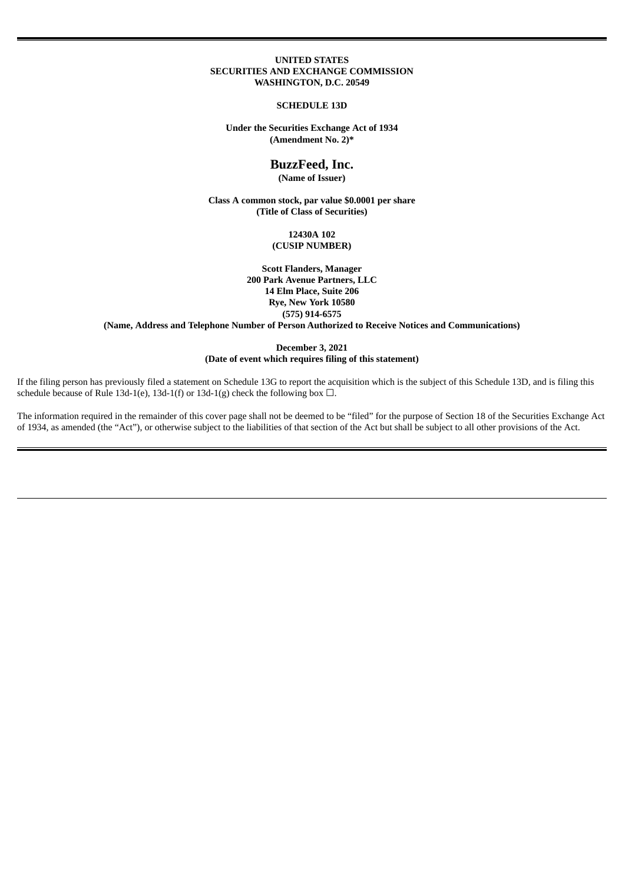**UNITED STATES**
**SECURITIES AND EXCHANGE COMMISSION**
**WASHINGTON, D.C. 20549**

**SCHEDULE 13D**

**Under the Securities Exchange Act of 1934**
**(Amendment No. 2)***

# BuzzFeed, Inc.

**(Name of Issuer)**

**Class A common stock, par value $0.0001 per share**
**(Title of Class of Securities)**

**12430A 102**
**(CUSIP NUMBER)**

**Scott Flanders, Manager**
**200 Park Avenue Partners, LLC**
**14 Elm Place, Suite 206**
**Rye, New York 10580**
**(575) 914-6575**
**(Name, Address and Telephone Number of Person Authorized to Receive Notices and Communications)**

**December 3, 2021**
**(Date of event which requires filing of this statement)**

If the filing person has previously filed a statement on Schedule 13G to report the acquisition which is the subject of this Schedule 13D, and is filing this schedule because of Rule 13d-1(e), 13d-1(f) or 13d-1(g) check the following box ☐.

The information required in the remainder of this cover page shall not be deemed to be "filed" for the purpose of Section 18 of the Securities Exchange Act of 1934, as amended (the "Act"), or otherwise subject to the liabilities of that section of the Act but shall be subject to all other provisions of the Act.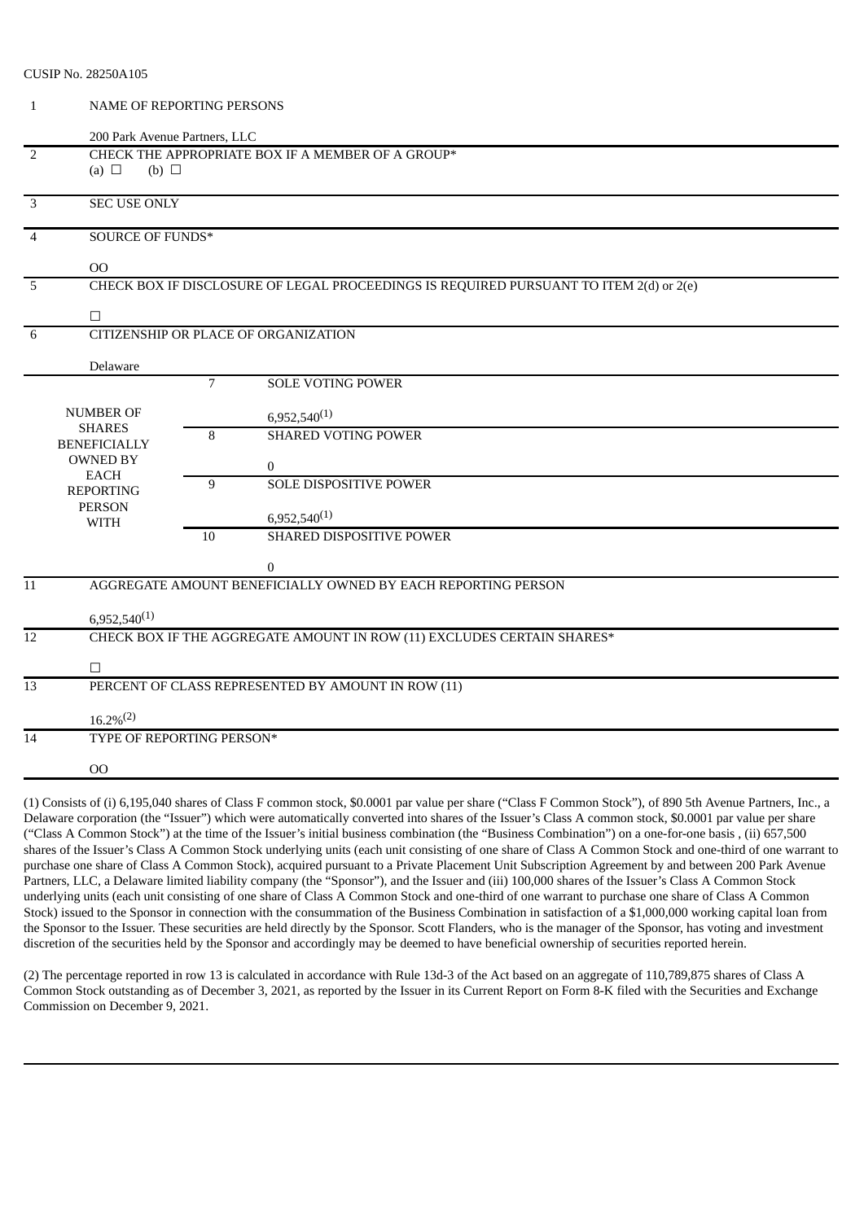CUSIP No. 28250A105

| | | | |
|---|---|---|---|
| 1 | NAME OF REPORTING PERSONS<br><br>200 Park Avenue Partners, LLC | | |
| 2 | CHECK THE APPROPRIATE BOX IF A MEMBER OF A GROUP*<br>(a) ☐ (b) ☐ | | |
| 3 | SEC USE ONLY | | |
| 4 | SOURCE OF FUNDS*<br><br>OO | | |
| 5 | CHECK BOX IF DISCLOSURE OF LEGAL PROCEEDINGS IS REQUIRED PURSUANT TO ITEM 2(d) or 2(e)<br><br>☐ | | |
| 6 | CITIZENSHIP OR PLACE OF ORGANIZATION<br><br>Delaware | | |
| NUMBER OF SHARES BENEFICIALLY OWNED BY EACH REPORTING PERSON WITH | | 7 | SOLE VOTING POWER<br><br>6,952,540(1) |
| | | 8 | SHARED VOTING POWER<br><br>0 |
| | | 9 | SOLE DISPOSITIVE POWER<br><br>6,952,540(1) |
| | | 10 | SHARED DISPOSITIVE POWER<br><br>0 |
| 11 | AGGREGATE AMOUNT BENEFICIALLY OWNED BY EACH REPORTING PERSON<br><br>6,952,540(1) | | |
| 12 | CHECK BOX IF THE AGGREGATE AMOUNT IN ROW (11) EXCLUDES CERTAIN SHARES*<br><br>☐ | | |
| 13 | PERCENT OF CLASS REPRESENTED BY AMOUNT IN ROW (11)<br><br>16.2%(2) | | |
| 14 | TYPE OF REPORTING PERSON*<br><br>OO | | |

(1) Consists of (i) 6,195,040 shares of Class F common stock, $0.0001 par value per share ("Class F Common Stock"), of 890 5th Avenue Partners, Inc., a Delaware corporation (the "Issuer") which were automatically converted into shares of the Issuer's Class A common stock, $0.0001 par value per share ("Class A Common Stock") at the time of the Issuer's initial business combination (the "Business Combination") on a one-for-one basis , (ii) 657,500 shares of the Issuer's Class A Common Stock underlying units (each unit consisting of one share of Class A Common Stock and one-third of one warrant to purchase one share of Class A Common Stock), acquired pursuant to a Private Placement Unit Subscription Agreement by and between 200 Park Avenue Partners, LLC, a Delaware limited liability company (the "Sponsor"), and the Issuer and (iii) 100,000 shares of the Issuer's Class A Common Stock underlying units (each unit consisting of one share of Class A Common Stock and one-third of one warrant to purchase one share of Class A Common Stock) issued to the Sponsor in connection with the consummation of the Business Combination in satisfaction of a $1,000,000 working capital loan from the Sponsor to the Issuer. These securities are held directly by the Sponsor. Scott Flanders, who is the manager of the Sponsor, has voting and investment discretion of the securities held by the Sponsor and accordingly may be deemed to have beneficial ownership of securities reported herein.

(2) The percentage reported in row 13 is calculated in accordance with Rule 13d-3 of the Act based on an aggregate of 110,789,875 shares of Class A Common Stock outstanding as of December 3, 2021, as reported by the Issuer in its Current Report on Form 8-K filed with the Securities and Exchange Commission on December 9, 2021.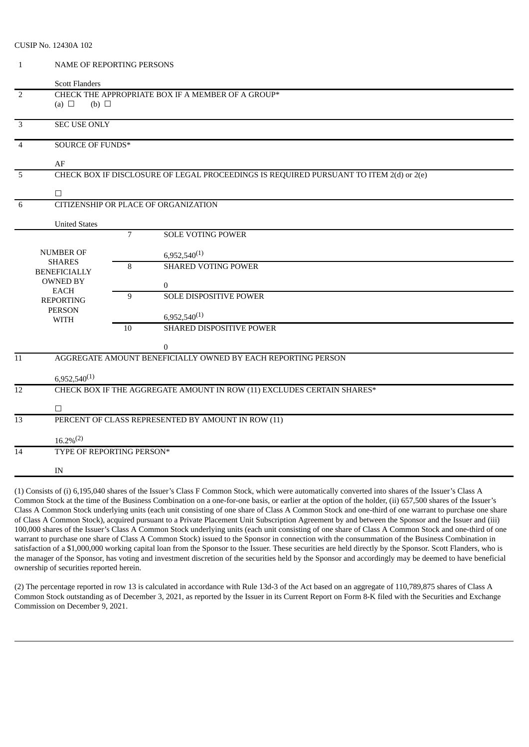CUSIP No. 12430A 102

| | | | |
|---|---|---|---|
| 1 | NAME OF REPORTING PERSONS<br><br>Scott Flanders | | |
| 2 | CHECK THE APPROPRIATE BOX IF A MEMBER OF A GROUP*<br>(a) ☐ (b) ☐ | | |
| 3 | SEC USE ONLY | | |
| 4 | SOURCE OF FUNDS*<br><br>AF | | |
| 5 | CHECK BOX IF DISCLOSURE OF LEGAL PROCEEDINGS IS REQUIRED PURSUANT TO ITEM 2(d) or 2(e)<br><br>☐ | | |
| 6 | CITIZENSHIP OR PLACE OF ORGANIZATION<br><br>United States | | |
| NUMBER OF SHARES BENEFICIALLY OWNED BY EACH REPORTING PERSON WITH | | 7 | SOLE VOTING POWER<br><br>6,952,540(1) |
| | | 8 | SHARED VOTING POWER<br><br>0 |
| | | 9 | SOLE DISPOSITIVE POWER<br><br>6,952,540(1) |
| | | 10 | SHARED DISPOSITIVE POWER<br><br>0 |
| 11 | AGGREGATE AMOUNT BENEFICIALLY OWNED BY EACH REPORTING PERSON<br><br>6,952,540(1) | | |
| 12 | CHECK BOX IF THE AGGREGATE AMOUNT IN ROW (11) EXCLUDES CERTAIN SHARES*<br><br>☐ | | |
| 13 | PERCENT OF CLASS REPRESENTED BY AMOUNT IN ROW (11)<br><br>16.2%(2) | | |
| 14 | TYPE OF REPORTING PERSON*<br><br>IN | | |

(1) Consists of (i) 6,195,040 shares of the Issuer's Class F Common Stock, which were automatically converted into shares of the Issuer's Class A Common Stock at the time of the Business Combination on a one-for-one basis, or earlier at the option of the holder, (ii) 657,500 shares of the Issuer's Class A Common Stock underlying units (each unit consisting of one share of Class A Common Stock and one-third of one warrant to purchase one share of Class A Common Stock), acquired pursuant to a Private Placement Unit Subscription Agreement by and between the Sponsor and the Issuer and (iii) 100,000 shares of the Issuer's Class A Common Stock underlying units (each unit consisting of one share of Class A Common Stock and one-third of one warrant to purchase one share of Class A Common Stock) issued to the Sponsor in connection with the consummation of the Business Combination in satisfaction of a $1,000,000 working capital loan from the Sponsor to the Issuer. These securities are held directly by the Sponsor. Scott Flanders, who is the manager of the Sponsor, has voting and investment discretion of the securities held by the Sponsor and accordingly may be deemed to have beneficial ownership of securities reported herein.

(2) The percentage reported in row 13 is calculated in accordance with Rule 13d-3 of the Act based on an aggregate of 110,789,875 shares of Class A Common Stock outstanding as of December 3, 2021, as reported by the Issuer in its Current Report on Form 8-K filed with the Securities and Exchange Commission on December 9, 2021.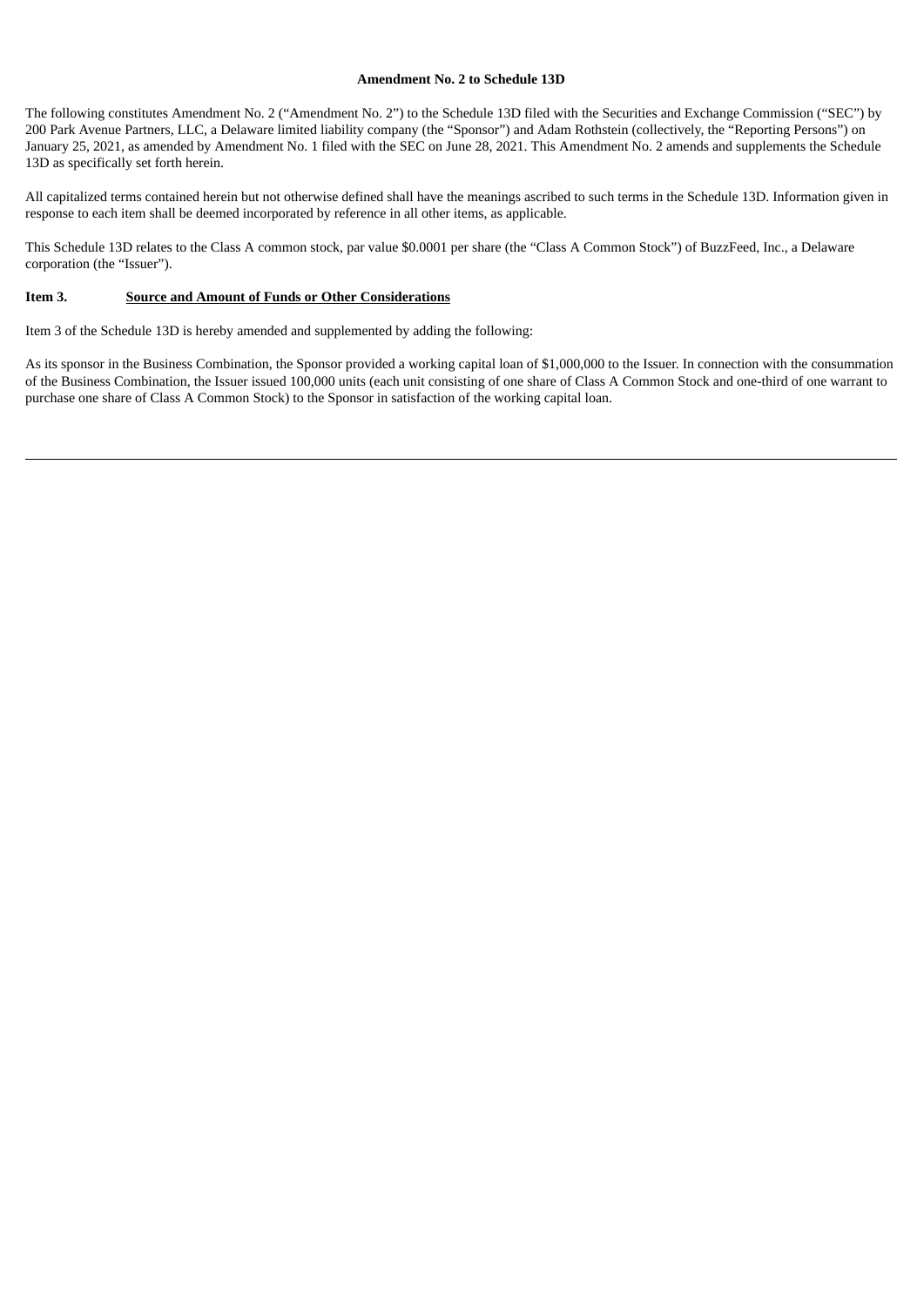**Amendment No. 2 to Schedule 13D**

The following constitutes Amendment No. 2 (“Amendment No. 2”) to the Schedule 13D filed with the Securities and Exchange Commission (“SEC”) by 200 Park Avenue Partners, LLC, a Delaware limited liability company (the “Sponsor”) and Adam Rothstein (collectively, the “Reporting Persons”) on January 25, 2021, as amended by Amendment No. 1 filed with the SEC on June 28, 2021. This Amendment No. 2 amends and supplements the Schedule 13D as specifically set forth herein.

All capitalized terms contained herein but not otherwise defined shall have the meanings ascribed to such terms in the Schedule 13D. Information given in response to each item shall be deemed incorporated by reference in all other items, as applicable.

This Schedule 13D relates to the Class A common stock, par value $0.0001 per share (the “Class A Common Stock”) of BuzzFeed, Inc., a Delaware corporation (the “Issuer”).

**Item 3. Source and Amount of Funds or Other Considerations**

Item 3 of the Schedule 13D is hereby amended and supplemented by adding the following:

As its sponsor in the Business Combination, the Sponsor provided a working capital loan of $1,000,000 to the Issuer. In connection with the consummation of the Business Combination, the Issuer issued 100,000 units (each unit consisting of one share of Class A Common Stock and one-third of one warrant to purchase one share of Class A Common Stock) to the Sponsor in satisfaction of the working capital loan.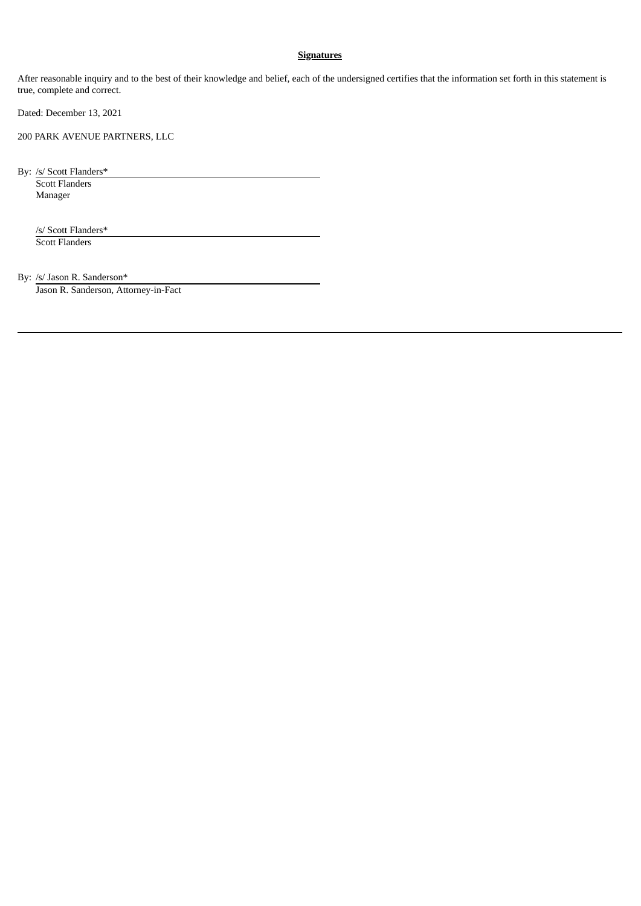**Signatures**

After reasonable inquiry and to the best of their knowledge and belief, each of the undersigned certifies that the information set forth in this statement is true, complete and correct.

Dated: December 13, 2021

200 PARK AVENUE PARTNERS, LLC

By: /s/ Scott Flanders*
Scott Flanders
Manager

/s/ Scott Flanders*
Scott Flanders

By: /s/ Jason R. Sanderson*
Jason R. Sanderson, Attorney-in-Fact